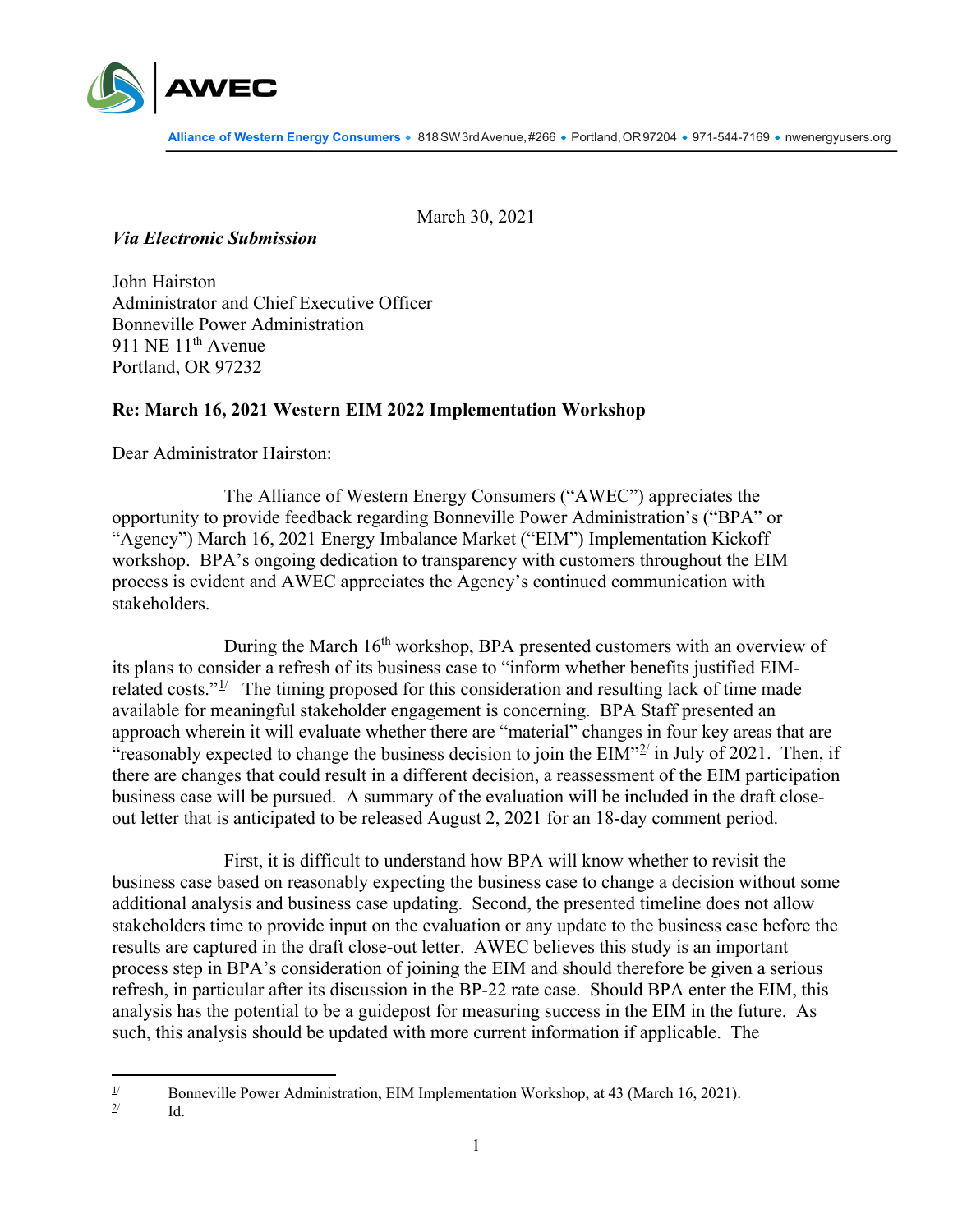AWEC

**Alliance of Western Energy Consumers** ◆ 818 SW 3rd Avenue, #266 ◆ Portland, OR 97204 ◆ 971-544-7169 ◆ nwenergyusers.org

March 30, 2021

***Via Electronic Submission***

John Hairston
Administrator and Chief Executive Officer
Bonneville Power Administration
911 NE 11th Avenue
Portland, OR 97232

**Re: March 16, 2021 Western EIM 2022 Implementation Workshop**

Dear Administrator Hairston:

The Alliance of Western Energy Consumers ("AWEC") appreciates the opportunity to provide feedback regarding Bonneville Power Administration's ("BPA" or "Agency") March 16, 2021 Energy Imbalance Market ("EIM") Implementation Kickoff workshop. BPA's ongoing dedication to transparency with customers throughout the EIM process is evident and AWEC appreciates the Agency's continued communication with stakeholders.

During the March 16th workshop, BPA presented customers with an overview of its plans to consider a refresh of its business case to "inform whether benefits justified EIM-related costs."[1/] The timing proposed for this consideration and resulting lack of time made available for meaningful stakeholder engagement is concerning. BPA Staff presented an approach wherein it will evaluate whether there are "material" changes in four key areas that are "reasonably expected to change the business decision to join the EIM"[2/] in July of 2021. Then, if there are changes that could result in a different decision, a reassessment of the EIM participation business case will be pursued. A summary of the evaluation will be included in the draft close-out letter that is anticipated to be released August 2, 2021 for an 18-day comment period.

First, it is difficult to understand how BPA will know whether to revisit the business case based on reasonably expecting the business case to change a decision without some additional analysis and business case updating. Second, the presented timeline does not allow stakeholders time to provide input on the evaluation or any update to the business case before the results are captured in the draft close-out letter. AWEC believes this study is an important process step in BPA's consideration of joining the EIM and should therefore be given a serious refresh, in particular after its discussion in the BP-22 rate case. Should BPA enter the EIM, this analysis has the potential to be a guidepost for measuring success in the EIM in the future. As such, this analysis should be updated with more current information if applicable. The

---

[1/] Bonneville Power Administration, EIM Implementation Workshop, at 43 (March 16, 2021).

[2/] Id.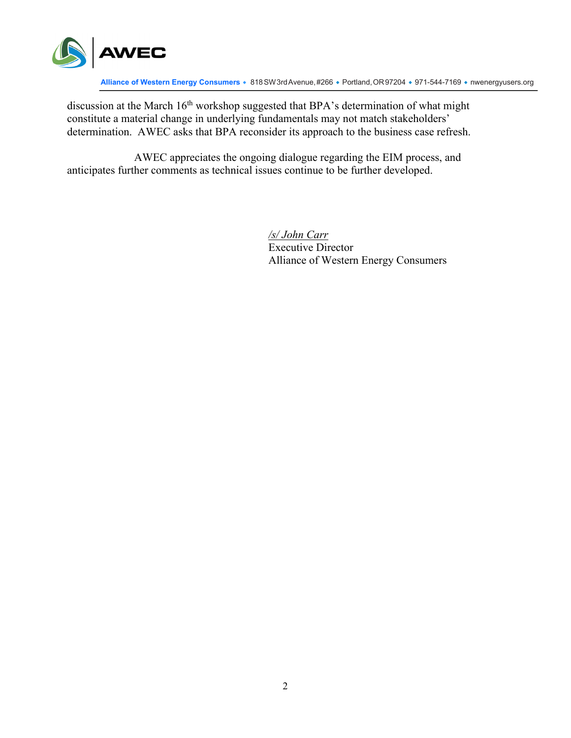discussion at the March 16th workshop suggested that BPA's determination of what might constitute a material change in underlying fundamentals may not match stakeholders' determination. AWEC asks that BPA reconsider its approach to the business case refresh.

AWEC appreciates the ongoing dialogue regarding the EIM process, and anticipates further comments as technical issues continue to be further developed.

*/s/ John Carr*
Executive Director
Alliance of Western Energy Consumers